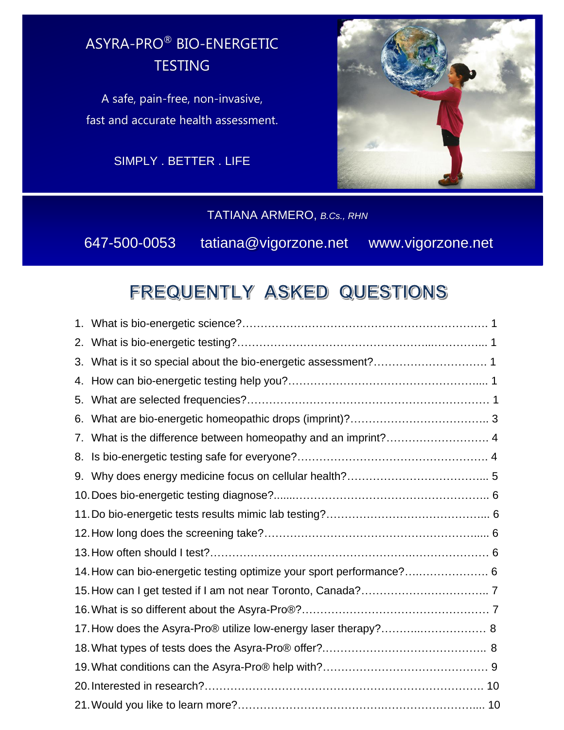# ASYRA-PRO® BIO-ENERGETIC TESTING

A safe, pain-free, non-invasive, fast and accurate health assessment.

SIMPLY . BETTER . LIFE

TATIANA ARMERO, *B.Cs., RHN*

647-500-0053 tatiana@vigorzone.net www.vigorzone.net

## FREQUENTLY ASKED QUESTIONS

1. What is bio-energetic science?…………………………………………………………. 1
2. What is bio-energetic testing?……………………………………………...…………... 1
3. What is it so special about the bio-energetic assessment?…………………………. 1
4. How can bio-energetic testing help you?……………………………………………..... 1
5. What are selected frequencies?……………………………………………………… 1
6. What are bio-energetic homeopathic drops (imprint)?……………………………….. 3
7. What is the difference between homeopathy and an imprint?………………………. 4
8. Is bio-energetic testing safe for everyone?…………………………………………… 4
9. Why does energy medicine focus on cellular health?……………………………….... 5
10. Does bio-energetic testing diagnose?......…………………………………………….. 6
11. Do bio-energetic tests results mimic lab testing?……………………………………... 6
12. How long does the screening take?…………………………………………………..... 6
13. How often should I test?………………………………………………………………… 6
14. How can bio-energetic testing optimize your sport performance?…………………. 6
15. How can I get tested if I am not near Toronto, Canada?…………………………….. 7
16. What is so different about the Asyra-Pro®?…………………………………………… 7
17. How does the Asyra-Pro® utilize low-energy laser therapy?………...……………… 8
18. What types of tests does the Asyra-Pro® offer?…………………………………….. 8
19. What conditions can the Asyra-Pro® help with?……………………………………… 9
20. Interested in research?…………………………………………………………………. 10
21. Would you like to learn more?…………………………………………………………... 10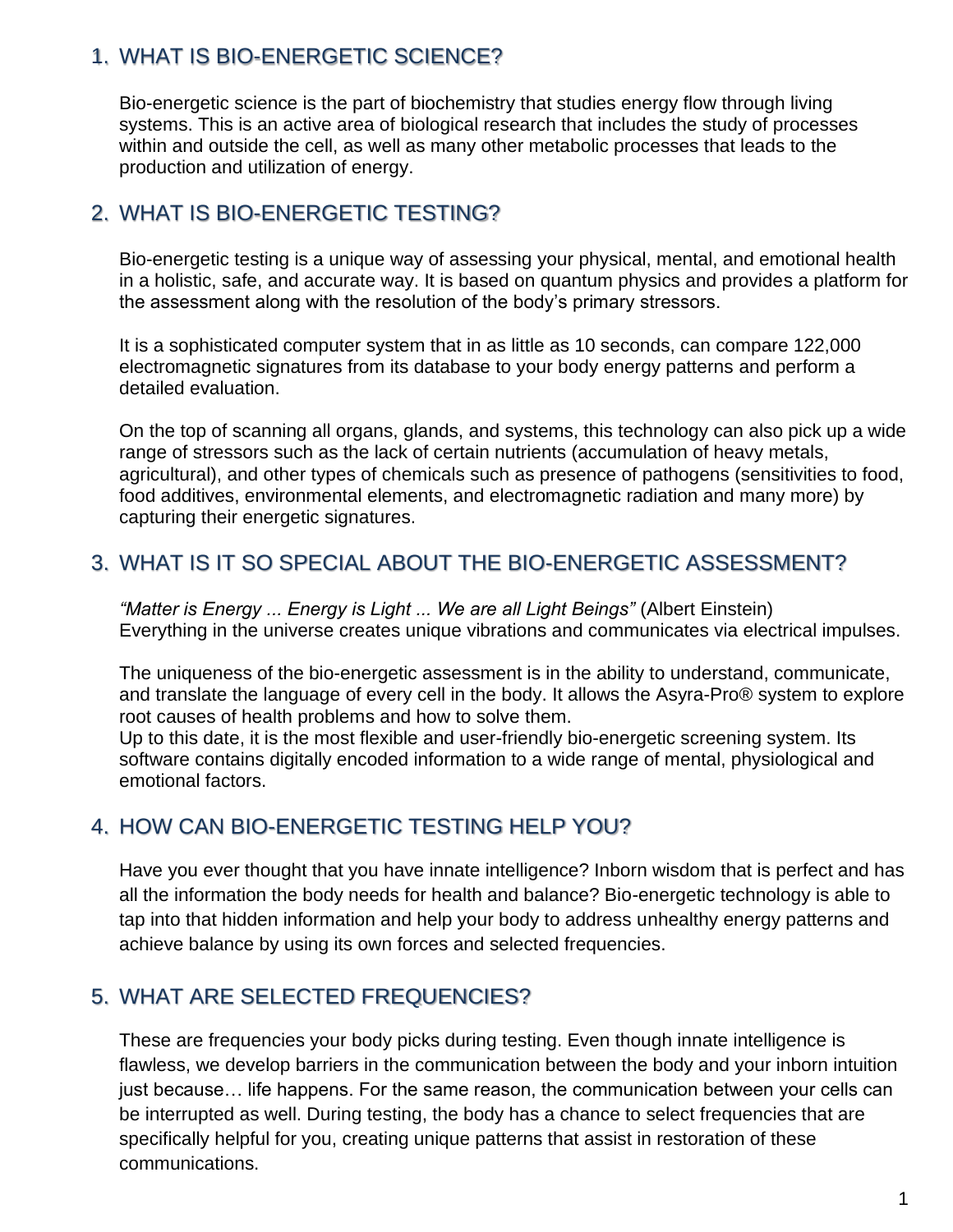## 1. WHAT IS BIO-ENERGETIC SCIENCE?

Bio-energetic science is the part of biochemistry that studies energy flow through living systems. This is an active area of biological research that includes the study of processes within and outside the cell, as well as many other metabolic processes that leads to the production and utilization of energy.

## 2. WHAT IS BIO-ENERGETIC TESTING?

Bio-energetic testing is a unique way of assessing your physical, mental, and emotional health in a holistic, safe, and accurate way. It is based on quantum physics and provides a platform for the assessment along with the resolution of the body's primary stressors.

It is a sophisticated computer system that in as little as 10 seconds, can compare 122,000 electromagnetic signatures from its database to your body energy patterns and perform a detailed evaluation.

On the top of scanning all organs, glands, and systems, this technology can also pick up a wide range of stressors such as the lack of certain nutrients (accumulation of heavy metals, agricultural), and other types of chemicals such as presence of pathogens (sensitivities to food, food additives, environmental elements, and electromagnetic radiation and many more) by capturing their energetic signatures.

## 3. WHAT IS IT SO SPECIAL ABOUT THE BIO-ENERGETIC ASSESSMENT?

*"Matter is Energy ... Energy is Light ... We are all Light Beings"* (Albert Einstein)
Everything in the universe creates unique vibrations and communicates via electrical impulses.

The uniqueness of the bio-energetic assessment is in the ability to understand, communicate, and translate the language of every cell in the body. It allows the Asyra-Pro® system to explore root causes of health problems and how to solve them.
Up to this date, it is the most flexible and user-friendly bio-energetic screening system. Its software contains digitally encoded information to a wide range of mental, physiological and emotional factors.

## 4. HOW CAN BIO-ENERGETIC TESTING HELP YOU?

Have you ever thought that you have innate intelligence? Inborn wisdom that is perfect and has all the information the body needs for health and balance? Bio-energetic technology is able to tap into that hidden information and help your body to address unhealthy energy patterns and achieve balance by using its own forces and selected frequencies.

## 5. WHAT ARE SELECTED FREQUENCIES?

These are frequencies your body picks during testing. Even though innate intelligence is flawless, we develop barriers in the communication between the body and your inborn intuition just because… life happens. For the same reason, the communication between your cells can be interrupted as well. During testing, the body has a chance to select frequencies that are specifically helpful for you, creating unique patterns that assist in restoration of these communications.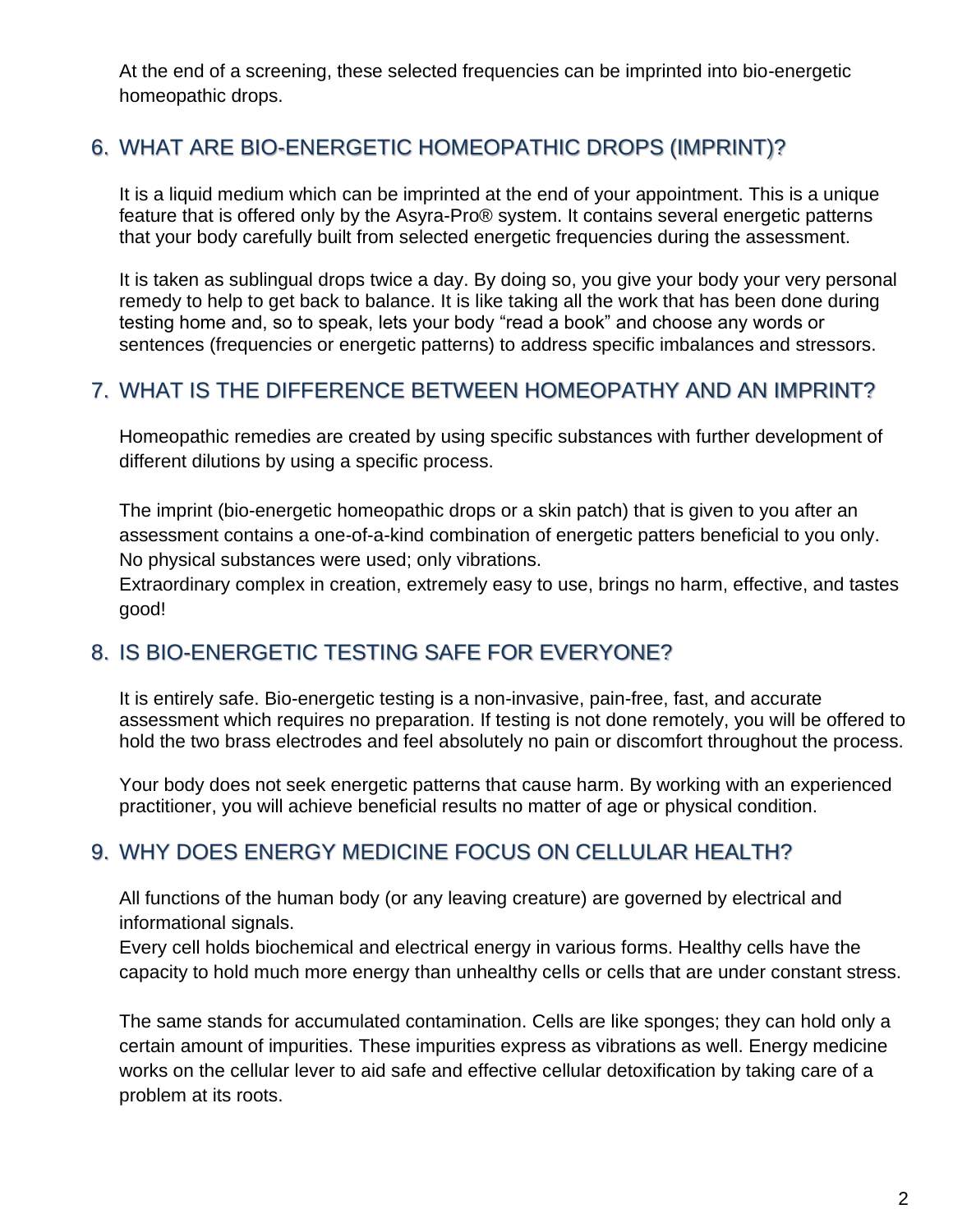At the end of a screening, these selected frequencies can be imprinted into bio-energetic homeopathic drops.

## 6. WHAT ARE BIO-ENERGETIC HOMEOPATHIC DROPS (IMPRINT)?

It is a liquid medium which can be imprinted at the end of your appointment. This is a unique feature that is offered only by the Asyra-Pro® system. It contains several energetic patterns that your body carefully built from selected energetic frequencies during the assessment.

It is taken as sublingual drops twice a day. By doing so, you give your body your very personal remedy to help to get back to balance. It is like taking all the work that has been done during testing home and, so to speak, lets your body "read a book" and choose any words or sentences (frequencies or energetic patterns) to address specific imbalances and stressors.

## 7. WHAT IS THE DIFFERENCE BETWEEN HOMEOPATHY AND AN IMPRINT?

Homeopathic remedies are created by using specific substances with further development of different dilutions by using a specific process.

The imprint (bio-energetic homeopathic drops or a skin patch) that is given to you after an assessment contains a one-of-a-kind combination of energetic patters beneficial to you only. No physical substances were used; only vibrations.
Extraordinary complex in creation, extremely easy to use, brings no harm, effective, and tastes good!

## 8. IS BIO-ENERGETIC TESTING SAFE FOR EVERYONE?

It is entirely safe. Bio-energetic testing is a non-invasive, pain-free, fast, and accurate assessment which requires no preparation. If testing is not done remotely, you will be offered to hold the two brass electrodes and feel absolutely no pain or discomfort throughout the process.

Your body does not seek energetic patterns that cause harm. By working with an experienced practitioner, you will achieve beneficial results no matter of age or physical condition.

## 9. WHY DOES ENERGY MEDICINE FOCUS ON CELLULAR HEALTH?

All functions of the human body (or any leaving creature) are governed by electrical and informational signals.
Every cell holds biochemical and electrical energy in various forms. Healthy cells have the capacity to hold much more energy than unhealthy cells or cells that are under constant stress.

The same stands for accumulated contamination. Cells are like sponges; they can hold only a certain amount of impurities. These impurities express as vibrations as well. Energy medicine works on the cellular lever to aid safe and effective cellular detoxification by taking care of a problem at its roots.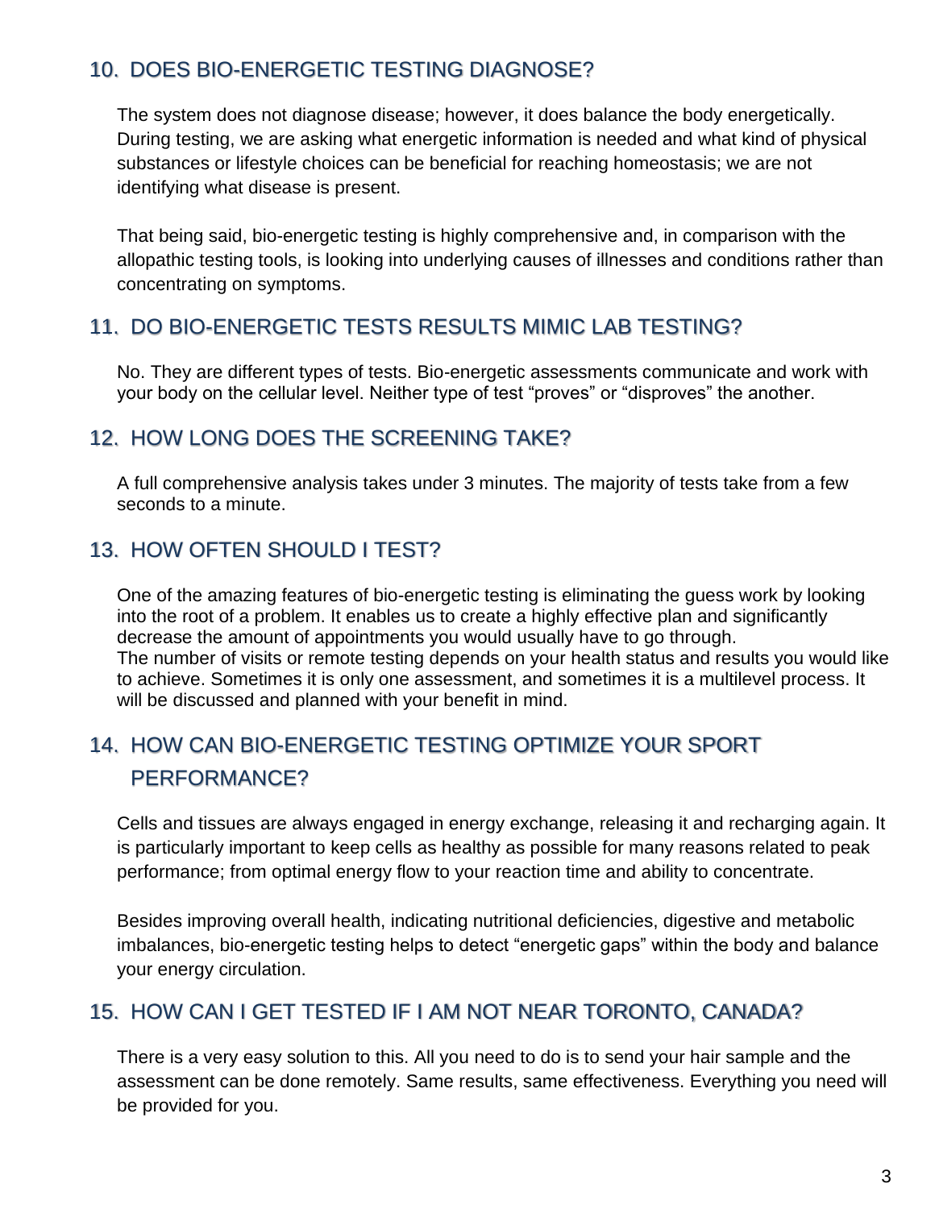## 10. DOES BIO-ENERGETIC TESTING DIAGNOSE?

The system does not diagnose disease; however, it does balance the body energetically. During testing, we are asking what energetic information is needed and what kind of physical substances or lifestyle choices can be beneficial for reaching homeostasis; we are not identifying what disease is present.

That being said, bio-energetic testing is highly comprehensive and, in comparison with the allopathic testing tools, is looking into underlying causes of illnesses and conditions rather than concentrating on symptoms.

## 11. DO BIO-ENERGETIC TESTS RESULTS MIMIC LAB TESTING?

No. They are different types of tests. Bio-energetic assessments communicate and work with your body on the cellular level. Neither type of test "proves" or "disproves" the another.

## 12. HOW LONG DOES THE SCREENING TAKE?

A full comprehensive analysis takes under 3 minutes. The majority of tests take from a few seconds to a minute.

## 13. HOW OFTEN SHOULD I TEST?

One of the amazing features of bio-energetic testing is eliminating the guess work by looking into the root of a problem. It enables us to create a highly effective plan and significantly decrease the amount of appointments you would usually have to go through.
The number of visits or remote testing depends on your health status and results you would like to achieve. Sometimes it is only one assessment, and sometimes it is a multilevel process. It will be discussed and planned with your benefit in mind.

## 14. HOW CAN BIO-ENERGETIC TESTING OPTIMIZE YOUR SPORT PERFORMANCE?

Cells and tissues are always engaged in energy exchange, releasing it and recharging again. It is particularly important to keep cells as healthy as possible for many reasons related to peak performance; from optimal energy flow to your reaction time and ability to concentrate.

Besides improving overall health, indicating nutritional deficiencies, digestive and metabolic imbalances, bio-energetic testing helps to detect "energetic gaps" within the body and balance your energy circulation.

## 15. HOW CAN I GET TESTED IF I AM NOT NEAR TORONTO, CANADA?

There is a very easy solution to this. All you need to do is to send your hair sample and the assessment can be done remotely. Same results, same effectiveness. Everything you need will be provided for you.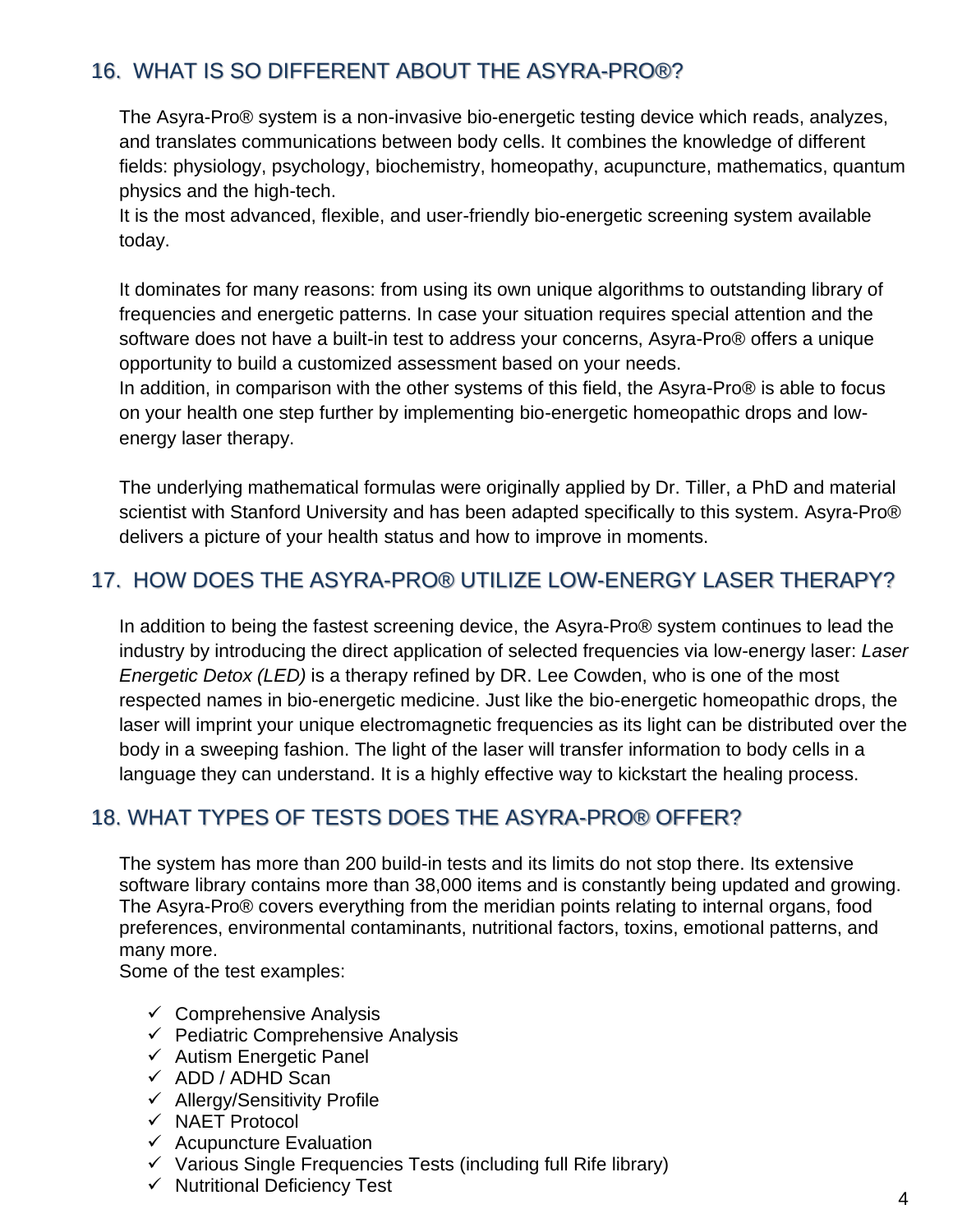## 16. WHAT IS SO DIFFERENT ABOUT THE ASYRA-PRO®?

The Asyra-Pro® system is a non-invasive bio-energetic testing device which reads, analyzes, and translates communications between body cells. It combines the knowledge of different fields: physiology, psychology, biochemistry, homeopathy, acupuncture, mathematics, quantum physics and the high-tech.
It is the most advanced, flexible, and user-friendly bio-energetic screening system available today.

It dominates for many reasons: from using its own unique algorithms to outstanding library of frequencies and energetic patterns. In case your situation requires special attention and the software does not have a built-in test to address your concerns, Asyra-Pro® offers a unique opportunity to build a customized assessment based on your needs.
In addition, in comparison with the other systems of this field, the Asyra-Pro® is able to focus on your health one step further by implementing bio-energetic homeopathic drops and low-energy laser therapy.

The underlying mathematical formulas were originally applied by Dr. Tiller, a PhD and material scientist with Stanford University and has been adapted specifically to this system. Asyra-Pro® delivers a picture of your health status and how to improve in moments.

## 17. HOW DOES THE ASYRA-PRO® UTILIZE LOW-ENERGY LASER THERAPY?

In addition to being the fastest screening device, the Asyra-Pro® system continues to lead the industry by introducing the direct application of selected frequencies via low-energy laser: *Laser Energetic Detox (LED)* is a therapy refined by DR. Lee Cowden, who is one of the most respected names in bio-energetic medicine. Just like the bio-energetic homeopathic drops, the laser will imprint your unique electromagnetic frequencies as its light can be distributed over the body in a sweeping fashion. The light of the laser will transfer information to body cells in a language they can understand. It is a highly effective way to kickstart the healing process.

## 18. WHAT TYPES OF TESTS DOES THE ASYRA-PRO® OFFER?

The system has more than 200 build-in tests and its limits do not stop there. Its extensive software library contains more than 38,000 items and is constantly being updated and growing. The Asyra-Pro® covers everything from the meridian points relating to internal organs, food preferences, environmental contaminants, nutritional factors, toxins, emotional patterns, and many more.
Some of the test examples:

- ✓ Comprehensive Analysis
- ✓ Pediatric Comprehensive Analysis
- ✓ Autism Energetic Panel
- ✓ ADD / ADHD Scan
- ✓ Allergy/Sensitivity Profile
- ✓ NAET Protocol
- ✓ Acupuncture Evaluation
- ✓ Various Single Frequencies Tests (including full Rife library)
- ✓ Nutritional Deficiency Test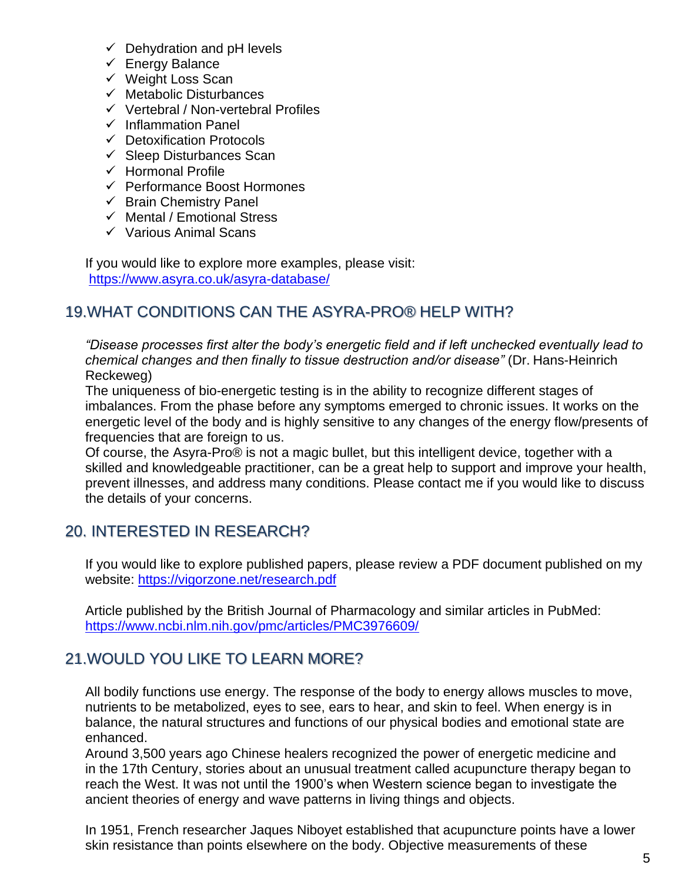- ✓ Dehydration and pH levels
- ✓ Energy Balance
- ✓ Weight Loss Scan
- ✓ Metabolic Disturbances
- ✓ Vertebral / Non-vertebral Profiles
- ✓ Inflammation Panel
- ✓ Detoxification Protocols
- ✓ Sleep Disturbances Scan
- ✓ Hormonal Profile
- ✓ Performance Boost Hormones
- ✓ Brain Chemistry Panel
- ✓ Mental / Emotional Stress
- ✓ Various Animal Scans

If you would like to explore more examples, please visit:
https://www.asyra.co.uk/asyra-database/

## 19.WHAT CONDITIONS CAN THE ASYRA-PRO® HELP WITH?

*"Disease processes first alter the body's energetic field and if left unchecked eventually lead to chemical changes and then finally to tissue destruction and/or disease"* (Dr. Hans-Heinrich Reckeweg)

The uniqueness of bio-energetic testing is in the ability to recognize different stages of imbalances. From the phase before any symptoms emerged to chronic issues. It works on the energetic level of the body and is highly sensitive to any changes of the energy flow/presents of frequencies that are foreign to us.

Of course, the Asyra-Pro® is not a magic bullet, but this intelligent device, together with a skilled and knowledgeable practitioner, can be a great help to support and improve your health, prevent illnesses, and address many conditions. Please contact me if you would like to discuss the details of your concerns.

## 20. INTERESTED IN RESEARCH?

If you would like to explore published papers, please review a PDF document published on my website: https://vigorzone.net/research.pdf

Article published by the British Journal of Pharmacology and similar articles in PubMed:
https://www.ncbi.nlm.nih.gov/pmc/articles/PMC3976609/

## 21.WOULD YOU LIKE TO LEARN MORE?

All bodily functions use energy. The response of the body to energy allows muscles to move, nutrients to be metabolized, eyes to see, ears to hear, and skin to feel. When energy is in balance, the natural structures and functions of our physical bodies and emotional state are enhanced.

Around 3,500 years ago Chinese healers recognized the power of energetic medicine and in the 17th Century, stories about an unusual treatment called acupuncture therapy began to reach the West. It was not until the 1900's when Western science began to investigate the ancient theories of energy and wave patterns in living things and objects.

In 1951, French researcher Jaques Niboyet established that acupuncture points have a lower skin resistance than points elsewhere on the body. Objective measurements of these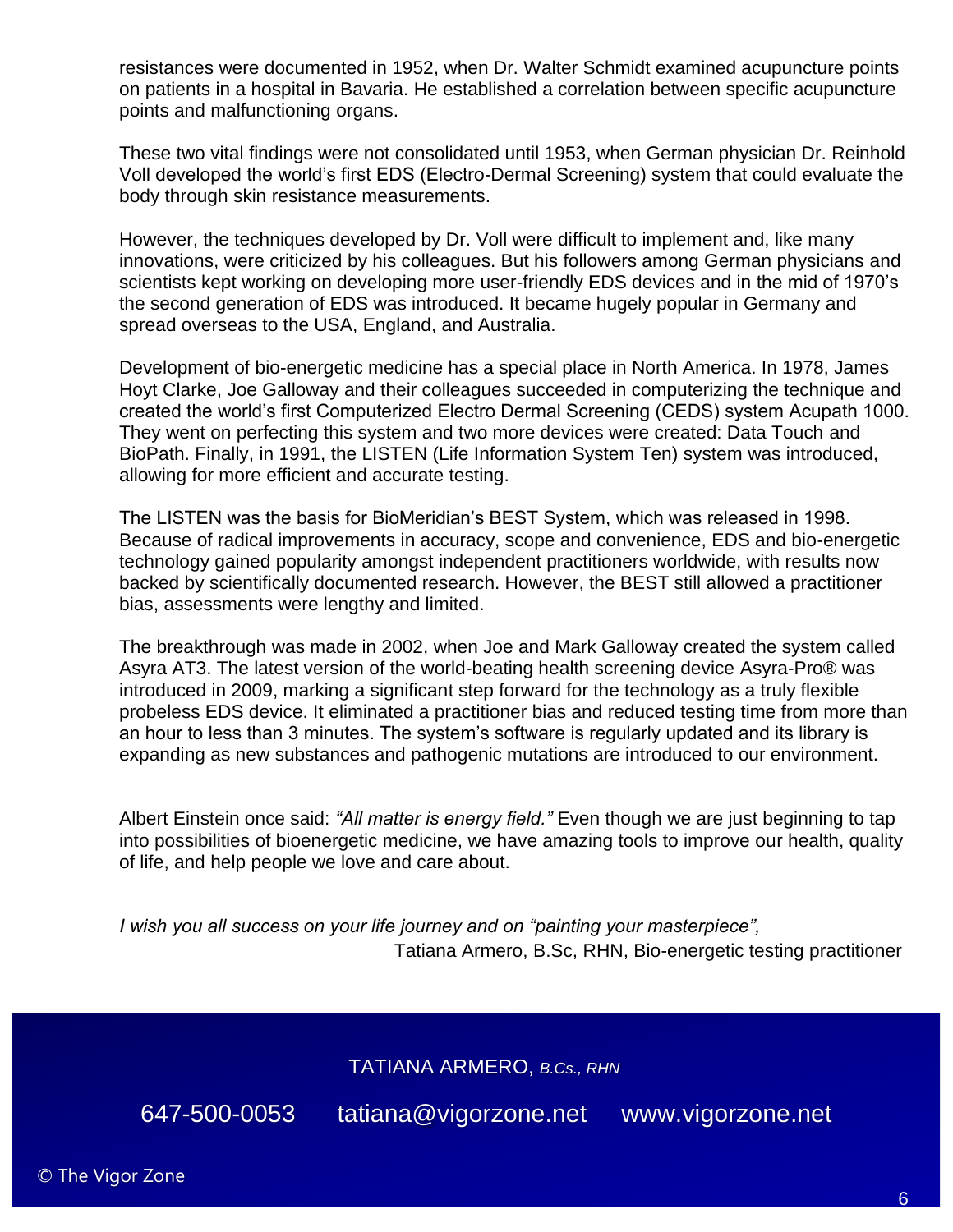resistances were documented in 1952, when Dr. Walter Schmidt examined acupuncture points on patients in a hospital in Bavaria. He established a correlation between specific acupuncture points and malfunctioning organs.

These two vital findings were not consolidated until 1953, when German physician Dr. Reinhold Voll developed the world's first EDS (Electro-Dermal Screening) system that could evaluate the body through skin resistance measurements.

However, the techniques developed by Dr. Voll were difficult to implement and, like many innovations, were criticized by his colleagues. But his followers among German physicians and scientists kept working on developing more user-friendly EDS devices and in the mid of 1970's the second generation of EDS was introduced. It became hugely popular in Germany and spread overseas to the USA, England, and Australia.

Development of bio-energetic medicine has a special place in North America. In 1978, James Hoyt Clarke, Joe Galloway and their colleagues succeeded in computerizing the technique and created the world's first Computerized Electro Dermal Screening (CEDS) system Acupath 1000. They went on perfecting this system and two more devices were created: Data Touch and BioPath. Finally, in 1991, the LISTEN (Life Information System Ten) system was introduced, allowing for more efficient and accurate testing.

The LISTEN was the basis for BioMeridian's BEST System, which was released in 1998. Because of radical improvements in accuracy, scope and convenience, EDS and bio-energetic technology gained popularity amongst independent practitioners worldwide, with results now backed by scientifically documented research. However, the BEST still allowed a practitioner bias, assessments were lengthy and limited.

The breakthrough was made in 2002, when Joe and Mark Galloway created the system called Asyra AT3. The latest version of the world-beating health screening device Asyra-Pro® was introduced in 2009, marking a significant step forward for the technology as a truly flexible probeless EDS device. It eliminated a practitioner bias and reduced testing time from more than an hour to less than 3 minutes. The system's software is regularly updated and its library is expanding as new substances and pathogenic mutations are introduced to our environment.

Albert Einstein once said: *"All matter is energy field."* Even though we are just beginning to tap into possibilities of bioenergetic medicine, we have amazing tools to improve our health, quality of life, and help people we love and care about.

*I wish you all success on your life journey and on "painting your masterpiece",*

Tatiana Armero, B.Sc, RHN, Bio-energetic testing practitioner

TATIANA ARMERO, *B.Cs., RHN*

647-500-0053 tatiana@vigorzone.net www.vigorzone.net

© The Vigor Zone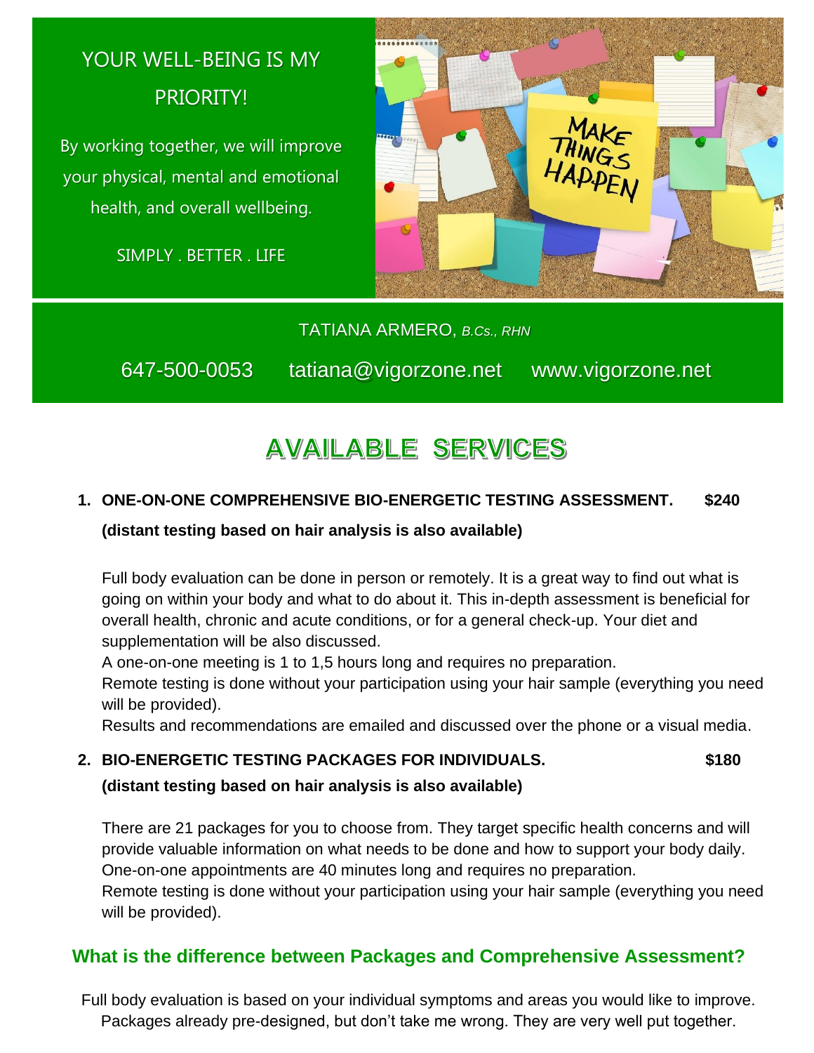YOUR WELL-BEING IS MY PRIORITY!

By working together, we will improve your physical, mental and emotional health, and overall wellbeing.

SIMPLY . BETTER . LIFE

TATIANA ARMERO, *B.Cs., RHN*

647-500-0053 tatiana@vigorzone.net www.vigorzone.net

# AVAILABLE SERVICES

1. **ONE-ON-ONE COMPREHENSIVE BIO-ENERGETIC TESTING ASSESSMENT. $240**

   **(distant testing based on hair analysis is also available)**

   Full body evaluation can be done in person or remotely. It is a great way to find out what is going on within your body and what to do about it. This in-depth assessment is beneficial for overall health, chronic and acute conditions, or for a general check-up. Your diet and supplementation will be also discussed.
   A one-on-one meeting is 1 to 1,5 hours long and requires no preparation.
   Remote testing is done without your participation using your hair sample (everything you need will be provided).
   Results and recommendations are emailed and discussed over the phone or a visual media.

2. **BIO-ENERGETIC TESTING PACKAGES FOR INDIVIDUALS. $180**

   **(distant testing based on hair analysis is also available)**

   There are 21 packages for you to choose from. They target specific health concerns and will provide valuable information on what needs to be done and how to support your body daily.
   One-on-one appointments are 40 minutes long and requires no preparation.
   Remote testing is done without your participation using your hair sample (everything you need will be provided).

## What is the difference between Packages and Comprehensive Assessment?

Full body evaluation is based on your individual symptoms and areas you would like to improve. Packages already pre-designed, but don't take me wrong. They are very well put together.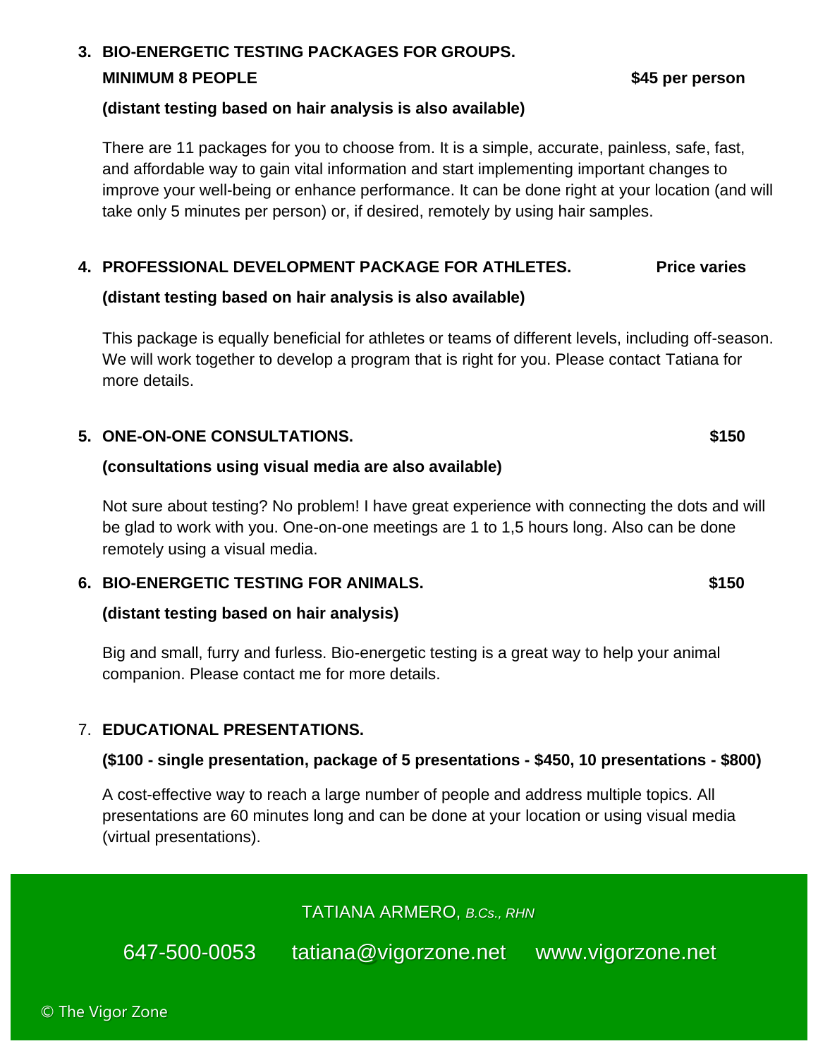### 3. BIO-ENERGETIC TESTING PACKAGES FOR GROUPS.

**MINIMUM 8 PEOPLE** **$45 per person**

**(distant testing based on hair analysis is also available)**

There are 11 packages for you to choose from. It is a simple, accurate, painless, safe, fast, and affordable way to gain vital information and start implementing important changes to improve your well-being or enhance performance. It can be done right at your location (and will take only 5 minutes per person) or, if desired, remotely by using hair samples.

### 4. PROFESSIONAL DEVELOPMENT PACKAGE FOR ATHLETES. Price varies

**(distant testing based on hair analysis is also available)**

This package is equally beneficial for athletes or teams of different levels, including off-season. We will work together to develop a program that is right for you. Please contact Tatiana for more details.

### 5. ONE-ON-ONE CONSULTATIONS. $150

**(consultations using visual media are also available)**

Not sure about testing? No problem! I have great experience with connecting the dots and will be glad to work with you. One-on-one meetings are 1 to 1,5 hours long. Also can be done remotely using a visual media.

### 6. BIO-ENERGETIC TESTING FOR ANIMALS. $150

**(distant testing based on hair analysis)**

Big and small, furry and furless. Bio-energetic testing is a great way to help your animal companion. Please contact me for more details.

### 7. EDUCATIONAL PRESENTATIONS.

**($100 - single presentation, package of 5 presentations - $450, 10 presentations - $800)**

A cost-effective way to reach a large number of people and address multiple topics. All presentations are 60 minutes long and can be done at your location or using visual media (virtual presentations).

TATIANA ARMERO, *B.Cs., RHN*

647-500-0053 tatiana@vigorzone.net www.vigorzone.net

© The Vigor Zone